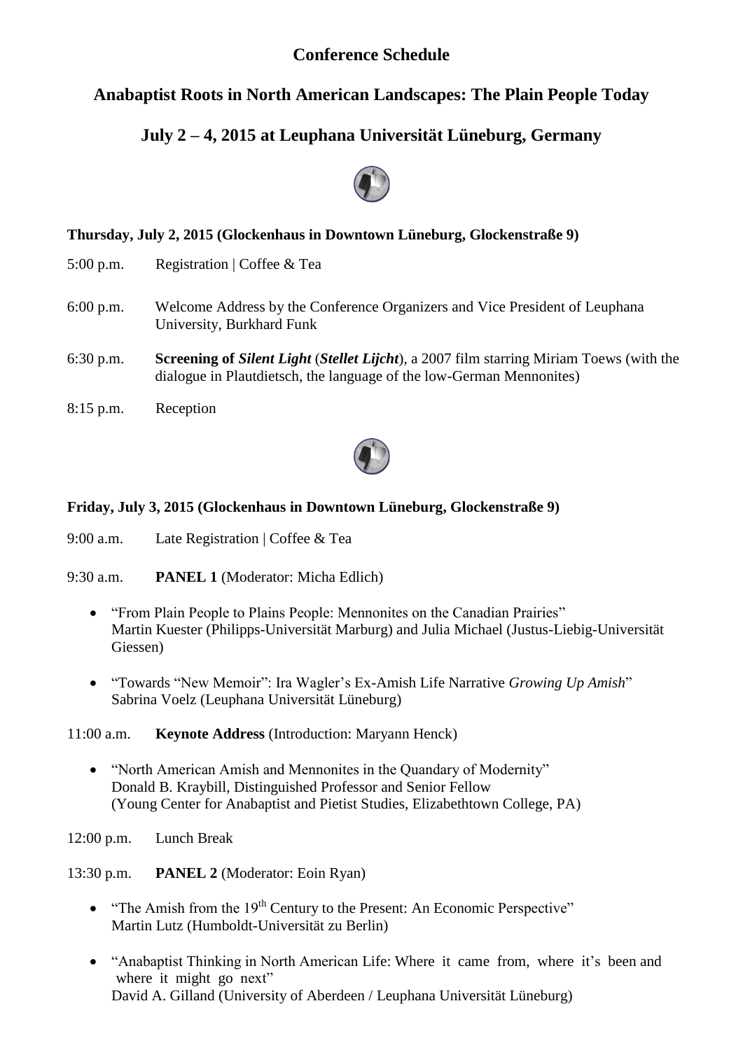# Conference Schedule

## Anabaptist Roots in North American Landscapes: The Plain People Today

## July 2 – 4, 2015 at Leuphana Universität Lüneburg, Germany

### Thursday, July 2, 2015 (Glockenhaus in Downtown Lüneburg, Glockenstraße 9)

5:00 p.m. Registration | Coffee & Tea

6:00 p.m. Welcome Address by the Conference Organizers and Vice President of Leuphana University, Burkhard Funk

6:30 p.m. **Screening of *Silent Light* (*Stellet Lijcht*)**, a 2007 film starring Miriam Toews (with the dialogue in Plautdietsch, the language of the low-German Mennonites)

8:15 p.m. Reception

### Friday, July 3, 2015 (Glockenhaus in Downtown Lüneburg, Glockenstraße 9)

9:00 a.m. Late Registration | Coffee & Tea

9:30 a.m. **PANEL 1** (Moderator: Micha Edlich)

- "From Plain People to Plains People: Mennonites on the Canadian Prairies"
  Martin Kuester (Philipps-Universität Marburg) and Julia Michael (Justus-Liebig-Universität Giessen)

- "Towards "New Memoir": Ira Wagler's Ex-Amish Life Narrative *Growing Up Amish*"
  Sabrina Voelz (Leuphana Universität Lüneburg)

11:00 a.m. **Keynote Address** (Introduction: Maryann Henck)

- "North American Amish and Mennonites in the Quandary of Modernity"
  Donald B. Kraybill, Distinguished Professor and Senior Fellow
  (Young Center for Anabaptist and Pietist Studies, Elizabethtown College, PA)

12:00 p.m. Lunch Break

13:30 p.m. **PANEL 2** (Moderator: Eoin Ryan)

- "The Amish from the 19th Century to the Present: An Economic Perspective"
  Martin Lutz (Humboldt-Universität zu Berlin)

- "Anabaptist Thinking in North American Life: Where it came from, where it's been and where it might go next"
  David A. Gilland (University of Aberdeen / Leuphana Universität Lüneburg)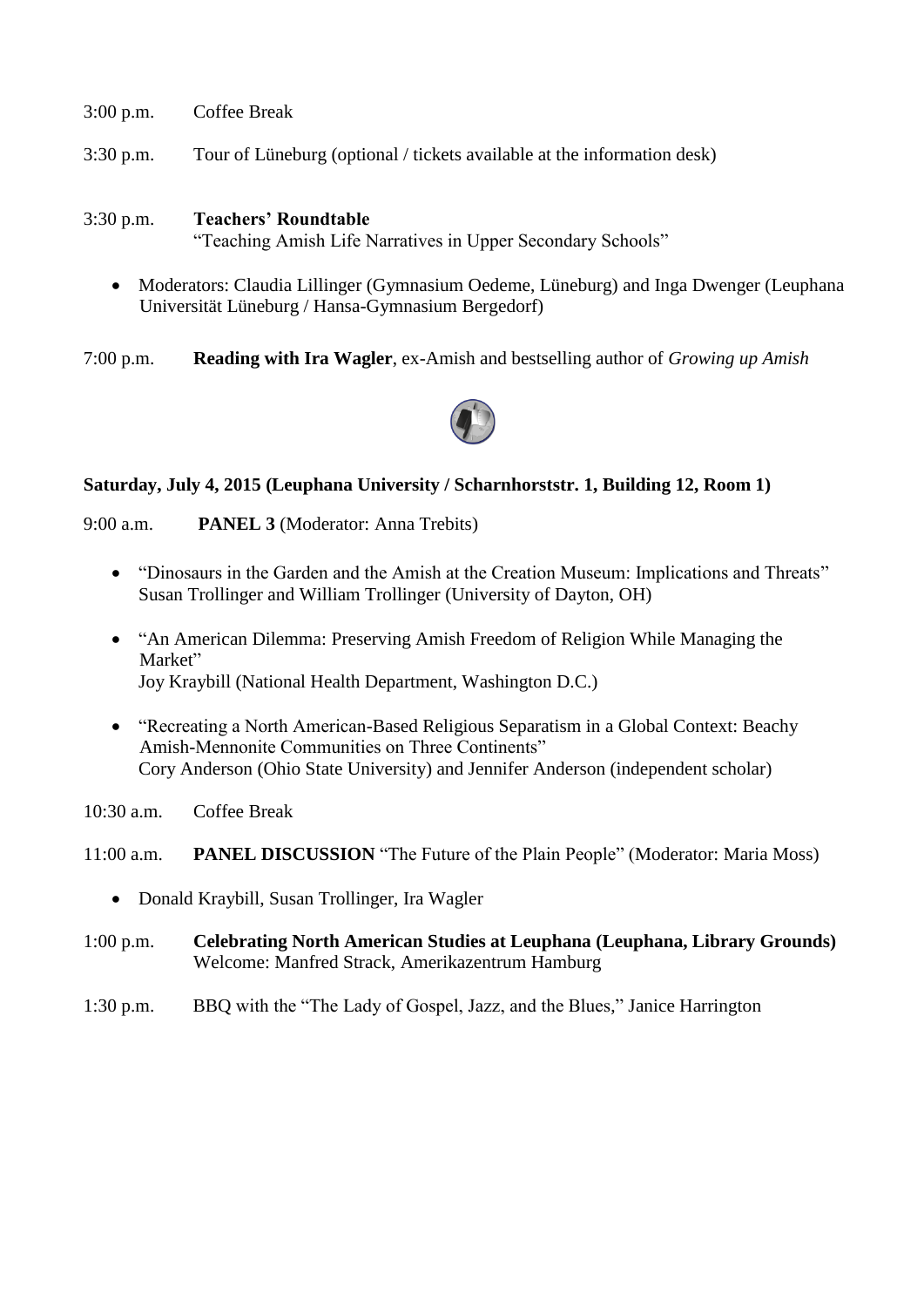3:00 p.m. Coffee Break

3:30 p.m. Tour of Lüneburg (optional / tickets available at the information desk)

3:30 p.m. **Teachers' Roundtable**
"Teaching Amish Life Narratives in Upper Secondary Schools"

- Moderators: Claudia Lillinger (Gymnasium Oedeme, Lüneburg) and Inga Dwenger (Leuphana Universität Lüneburg / Hansa-Gymnasium Bergedorf)

7:00 p.m. **Reading with Ira Wagler**, ex-Amish and bestselling author of *Growing up Amish*

**Saturday, July 4, 2015 (Leuphana University / Scharnhorststr. 1, Building 12, Room 1)**

9:00 a.m. **PANEL 3** (Moderator: Anna Trebits)

- "Dinosaurs in the Garden and the Amish at the Creation Museum: Implications and Threats"
  Susan Trollinger and William Trollinger (University of Dayton, OH)
- "An American Dilemma: Preserving Amish Freedom of Religion While Managing the Market"
  Joy Kraybill (National Health Department, Washington D.C.)
- "Recreating a North American-Based Religious Separatism in a Global Context: Beachy Amish-Mennonite Communities on Three Continents"
  Cory Anderson (Ohio State University) and Jennifer Anderson (independent scholar)

10:30 a.m. Coffee Break

11:00 a.m. **PANEL DISCUSSION** "The Future of the Plain People" (Moderator: Maria Moss)

- Donald Kraybill, Susan Trollinger, Ira Wagler

1:00 p.m. **Celebrating North American Studies at Leuphana (Leuphana, Library Grounds)**
Welcome: Manfred Strack, Amerikazentrum Hamburg

1:30 p.m. BBQ with the "The Lady of Gospel, Jazz, and the Blues," Janice Harrington